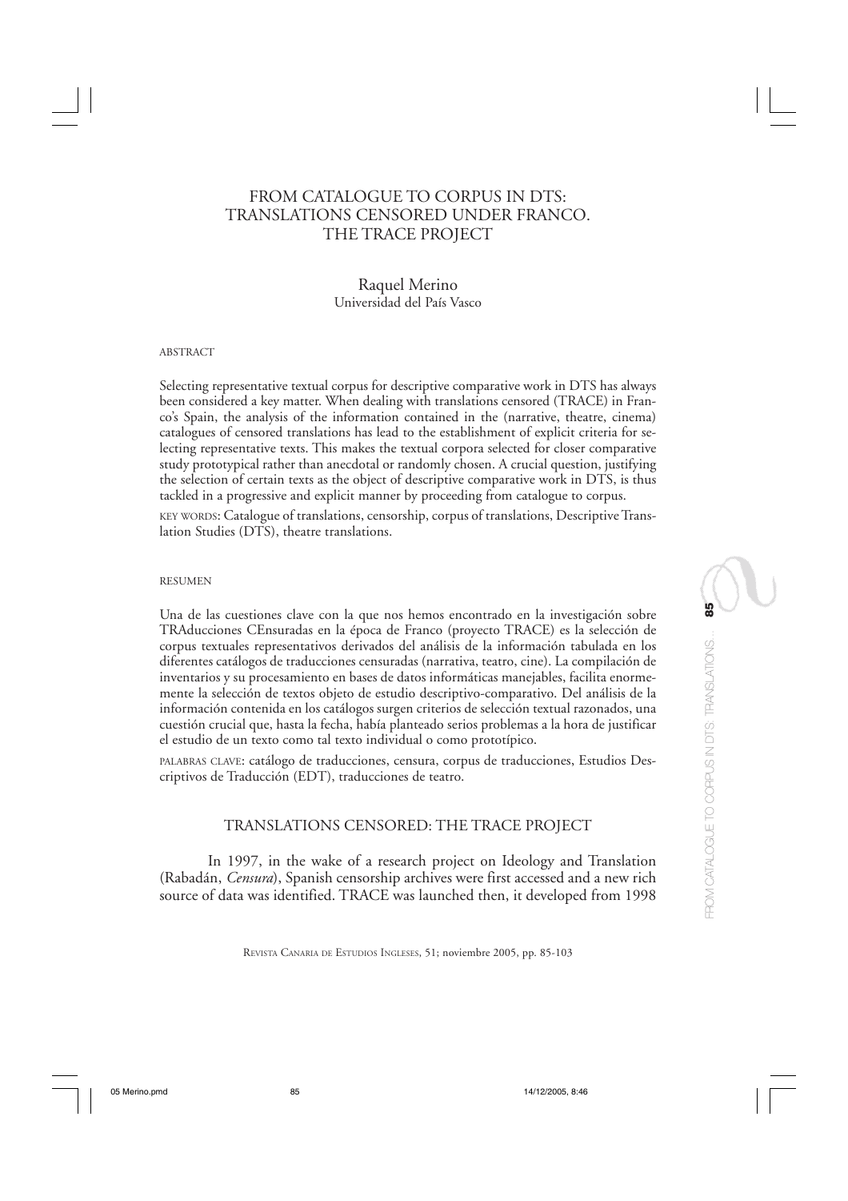# FROM CATALOGUE TO CORPUS IN DTS: TRANSLATIONS CENSORED UNDER FRANCO. THE TRACE PROJECT

Raquel Merino
Universidad del País Vasco

ABSTRACT

Selecting representative textual corpus for descriptive comparative work in DTS has always been considered a key matter. When dealing with translations censored (TRACE) in Franco's Spain, the analysis of the information contained in the (narrative, theatre, cinema) catalogues of censored translations has lead to the establishment of explicit criteria for selecting representative texts. This makes the textual corpora selected for closer comparative study prototypical rather than anecdotal or randomly chosen. A crucial question, justifying the selection of certain texts as the object of descriptive comparative work in DTS, is thus tackled in a progressive and explicit manner by proceeding from catalogue to corpus.

KEY WORDS: Catalogue of translations, censorship, corpus of translations, Descriptive Translation Studies (DTS), theatre translations.

RESUMEN

Una de las cuestiones clave con la que nos hemos encontrado en la investigación sobre TRAducciones CEnsuradas en la época de Franco (proyecto TRACE) es la selección de corpus textuales representativos derivados del análisis de la información tabulada en los diferentes catálogos de traducciones censuradas (narrativa, teatro, cine). La compilación de inventarios y su procesamiento en bases de datos informáticas manejables, facilita enormemente la selección de textos objeto de estudio descriptivo-comparativo. Del análisis de la información contenida en los catálogos surgen criterios de selección textual razonados, una cuestión crucial que, hasta la fecha, había planteado serios problemas a la hora de justificar el estudio de un texto como tal texto individual o como prototípico.

PALABRAS CLAVE: catálogo de traducciones, censura, corpus de traducciones, Estudios Descriptivos de Traducción (EDT), traducciones de teatro.

## TRANSLATIONS CENSORED: THE TRACE PROJECT

In 1997, in the wake of a research project on Ideology and Translation (Rabadán, *Censura*), Spanish censorship archives were first accessed and a new rich source of data was identified. TRACE was launched then, it developed from 1998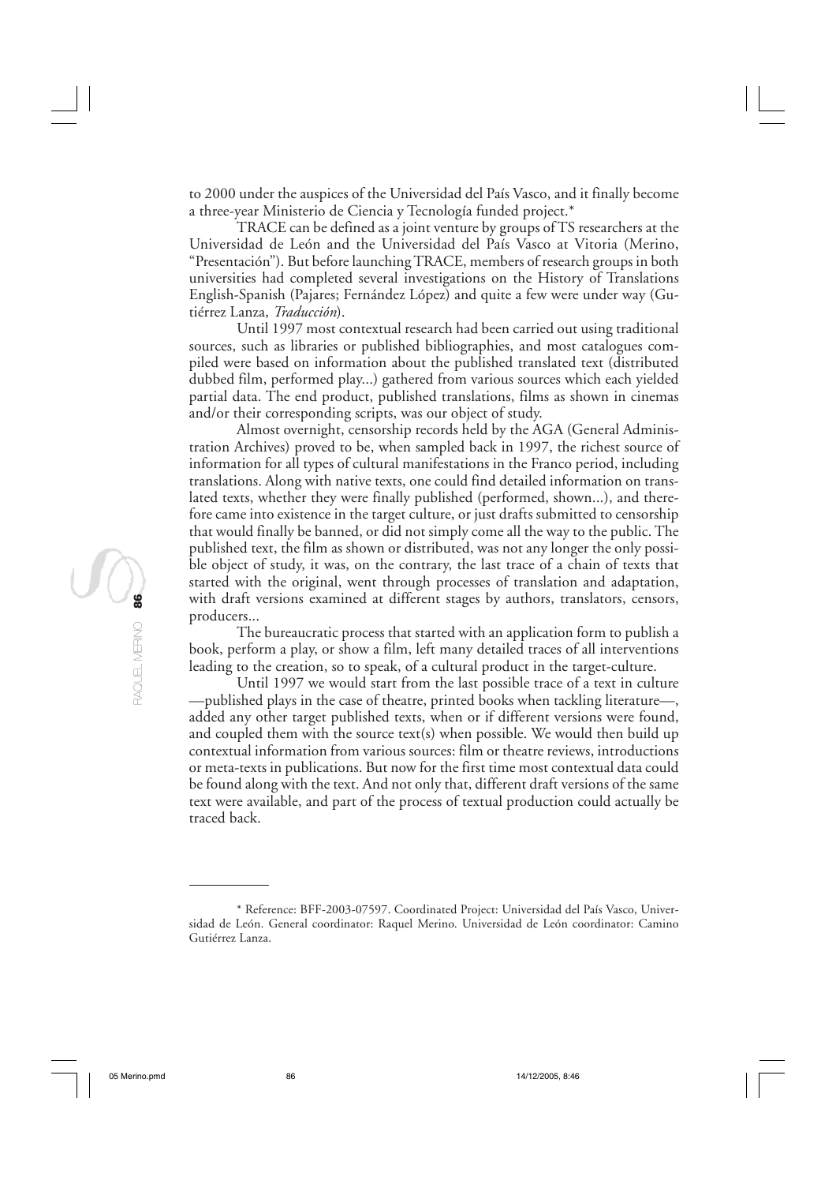to 2000 under the auspices of the Universidad del País Vasco, and it finally become a three-year Ministerio de Ciencia y Tecnología funded project.*

TRACE can be defined as a joint venture by groups of TS researchers at the Universidad de León and the Universidad del País Vasco at Vitoria (Merino, "Presentación"). But before launching TRACE, members of research groups in both universities had completed several investigations on the History of Translations English-Spanish (Pajares; Fernández López) and quite a few were under way (Gutiérrez Lanza, *Traducción*).

Until 1997 most contextual research had been carried out using traditional sources, such as libraries or published bibliographies, and most catalogues compiled were based on information about the published translated text (distributed dubbed film, performed play...) gathered from various sources which each yielded partial data. The end product, published translations, films as shown in cinemas and/or their corresponding scripts, was our object of study.

Almost overnight, censorship records held by the AGA (General Administration Archives) proved to be, when sampled back in 1997, the richest source of information for all types of cultural manifestations in the Franco period, including translations. Along with native texts, one could find detailed information on translated texts, whether they were finally published (performed, shown...), and therefore came into existence in the target culture, or just drafts submitted to censorship that would finally be banned, or did not simply come all the way to the public. The published text, the film as shown or distributed, was not any longer the only possible object of study, it was, on the contrary, the last trace of a chain of texts that started with the original, went through processes of translation and adaptation, with draft versions examined at different stages by authors, translators, censors, producers...

The bureaucratic process that started with an application form to publish a book, perform a play, or show a film, left many detailed traces of all interventions leading to the creation, so to speak, of a cultural product in the target-culture.

Until 1997 we would start from the last possible trace of a text in culture —published plays in the case of theatre, printed books when tackling literature—, added any other target published texts, when or if different versions were found, and coupled them with the source text(s) when possible. We would then build up contextual information from various sources: film or theatre reviews, introductions or meta-texts in publications. But now for the first time most contextual data could be found along with the text. And not only that, different draft versions of the same text were available, and part of the process of textual production could actually be traced back.

---

* Reference: BFF-2003-07597. Coordinated Project: Universidad del País Vasco, Universidad de León. General coordinator: Raquel Merino. Universidad de León coordinator: Camino Gutiérrez Lanza.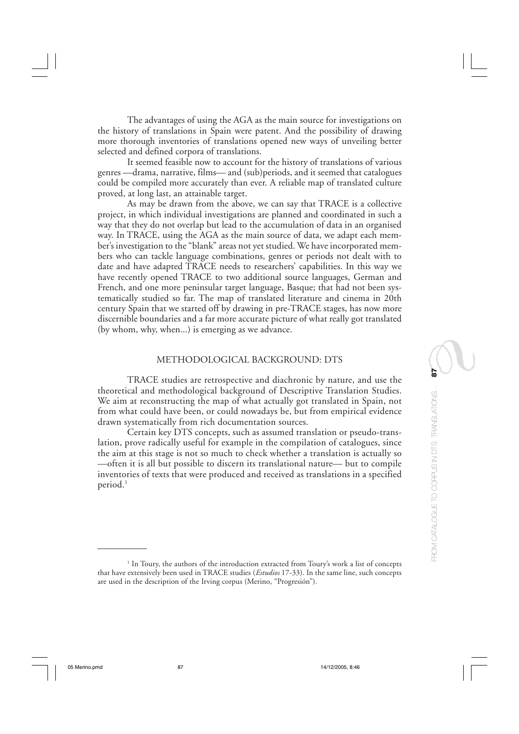The advantages of using the AGA as the main source for investigations on the history of translations in Spain were patent. And the possibility of drawing more thorough inventories of translations opened new ways of unveiling better selected and defined corpora of translations.

It seemed feasible now to account for the history of translations of various genres —drama, narrative, films— and (sub)periods, and it seemed that catalogues could be compiled more accurately than ever. A reliable map of translated culture proved, at long last, an attainable target.

As may be drawn from the above, we can say that TRACE is a collective project, in which individual investigations are planned and coordinated in such a way that they do not overlap but lead to the accumulation of data in an organised way. In TRACE, using the AGA as the main source of data, we adapt each member's investigation to the "blank" areas not yet studied. We have incorporated members who can tackle language combinations, genres or periods not dealt with to date and have adapted TRACE needs to researchers' capabilities. In this way we have recently opened TRACE to two additional source languages, German and French, and one more peninsular target language, Basque; that had not been systematically studied so far. The map of translated literature and cinema in 20th century Spain that we started off by drawing in pre-TRACE stages, has now more discernible boundaries and a far more accurate picture of what really got translated (by whom, why, when...) is emerging as we advance.

## METHODOLOGICAL BACKGROUND: DTS

TRACE studies are retrospective and diachronic by nature, and use the theoretical and methodological background of Descriptive Translation Studies. We aim at reconstructing the map of what actually got translated in Spain, not from what could have been, or could nowadays be, but from empirical evidence drawn systematically from rich documentation sources.

Certain key DTS concepts, such as assumed translation or pseudo-translation, prove radically useful for example in the compilation of catalogues, since the aim at this stage is not so much to check whether a translation is actually so —often it is all but possible to discern its translational nature— but to compile inventories of texts that were produced and received as translations in a specified period.[1]

---

[1] In Toury, the authors of the introduction extracted from Toury's work a list of concepts that have extensively been used in TRACE studies (*Estudios* 17-33). In the same line, such concepts are used in the description of the Irving corpus (Merino, "Progresión").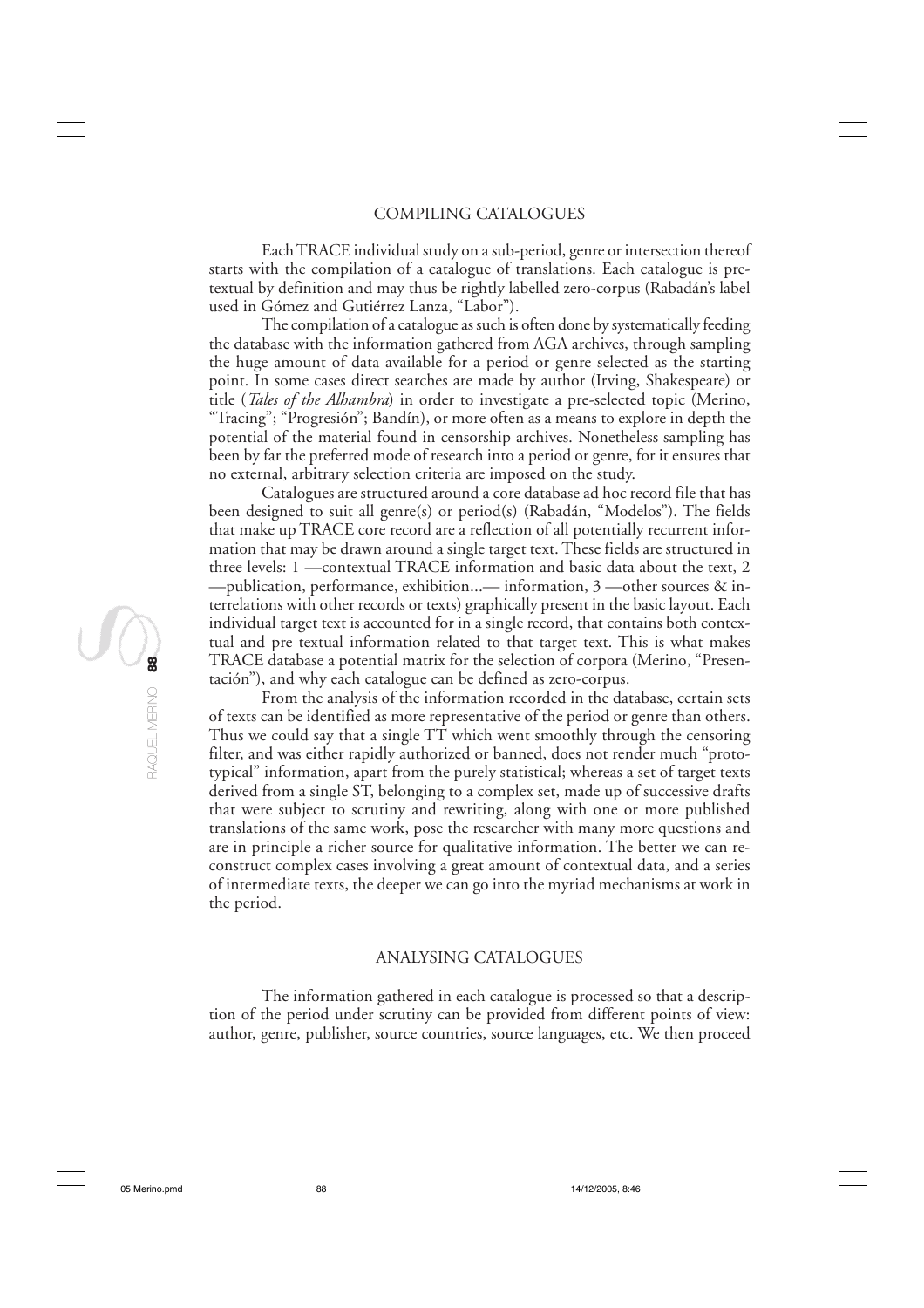## COMPILING CATALOGUES

Each TRACE individual study on a sub-period, genre or intersection thereof starts with the compilation of a catalogue of translations. Each catalogue is pretextual by definition and may thus be rightly labelled zero-corpus (Rabadán's label used in Gómez and Gutiérrez Lanza, "Labor").

The compilation of a catalogue as such is often done by systematically feeding the database with the information gathered from AGA archives, through sampling the huge amount of data available for a period or genre selected as the starting point. In some cases direct searches are made by author (Irving, Shakespeare) or title (*Tales of the Alhambra*) in order to investigate a pre-selected topic (Merino, "Tracing"; "Progresión"; Bandín), or more often as a means to explore in depth the potential of the material found in censorship archives. Nonetheless sampling has been by far the preferred mode of research into a period or genre, for it ensures that no external, arbitrary selection criteria are imposed on the study.

Catalogues are structured around a core database ad hoc record file that has been designed to suit all genre(s) or period(s) (Rabadán, "Modelos"). The fields that make up TRACE core record are a reflection of all potentially recurrent information that may be drawn around a single target text. These fields are structured in three levels: 1 —contextual TRACE information and basic data about the text, 2 —publication, performance, exhibition...— information, 3 —other sources & interrelations with other records or texts) graphically present in the basic layout. Each individual target text is accounted for in a single record, that contains both contextual and pre textual information related to that target text. This is what makes TRACE database a potential matrix for the selection of corpora (Merino, "Presentación"), and why each catalogue can be defined as zero-corpus.

From the analysis of the information recorded in the database, certain sets of texts can be identified as more representative of the period or genre than others. Thus we could say that a single TT which went smoothly through the censoring filter, and was either rapidly authorized or banned, does not render much "prototypical" information, apart from the purely statistical; whereas a set of target texts derived from a single ST, belonging to a complex set, made up of successive drafts that were subject to scrutiny and rewriting, along with one or more published translations of the same work, pose the researcher with many more questions and are in principle a richer source for qualitative information. The better we can reconstruct complex cases involving a great amount of contextual data, and a series of intermediate texts, the deeper we can go into the myriad mechanisms at work in the period.

## ANALYSING CATALOGUES

The information gathered in each catalogue is processed so that a description of the period under scrutiny can be provided from different points of view: author, genre, publisher, source countries, source languages, etc. We then proceed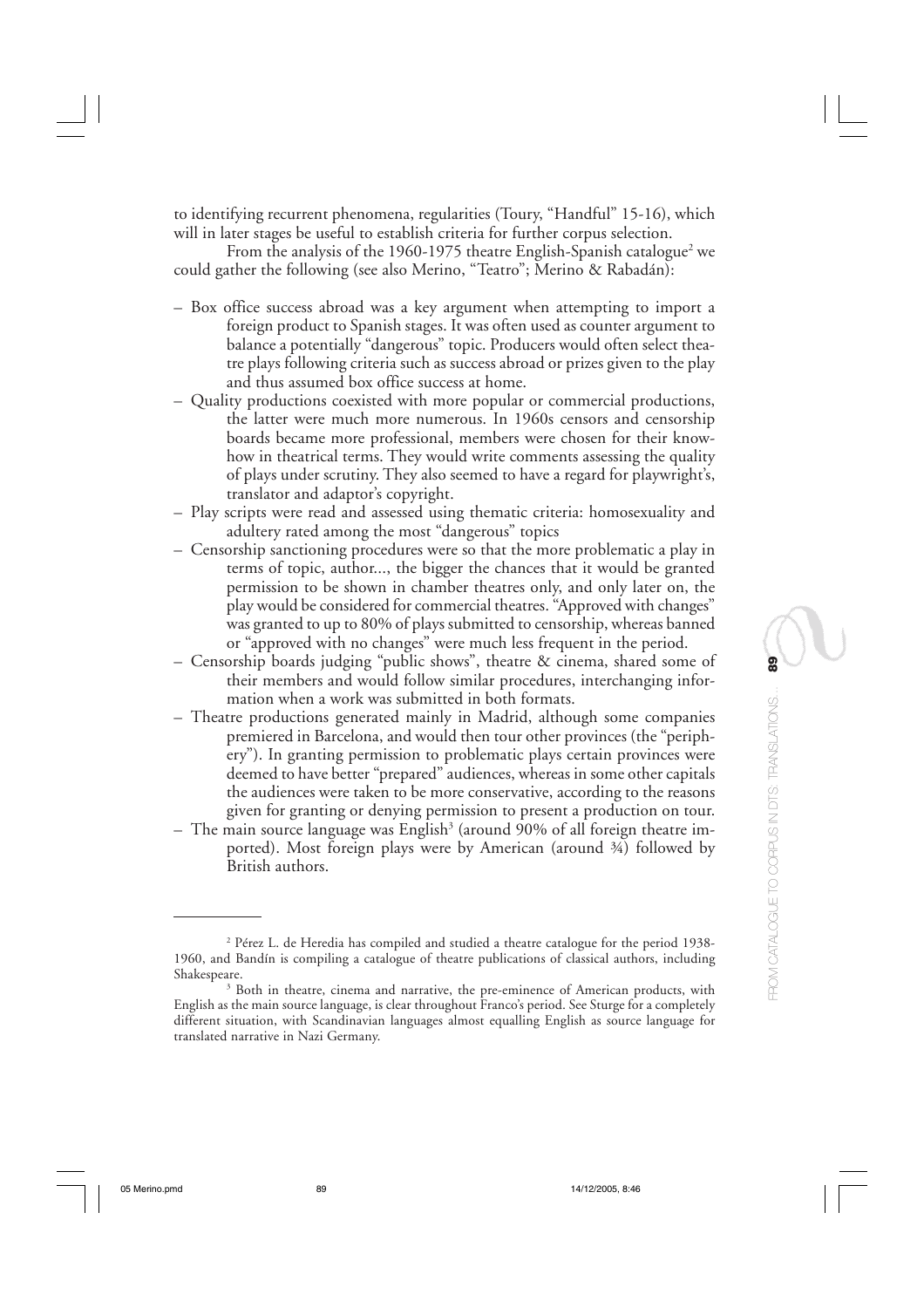to identifying recurrent phenomena, regularities (Toury, "Handful" 15-16), which will in later stages be useful to establish criteria for further corpus selection.

From the analysis of the 1960-1975 theatre English-Spanish catalogue[2] we could gather the following (see also Merino, "Teatro"; Merino & Rabadán):

- Box office success abroad was a key argument when attempting to import a foreign product to Spanish stages. It was often used as counter argument to balance a potentially "dangerous" topic. Producers would often select theatre plays following criteria such as success abroad or prizes given to the play and thus assumed box office success at home.
- Quality productions coexisted with more popular or commercial productions, the latter were much more numerous. In 1960s censors and censorship boards became more professional, members were chosen for their know-how in theatrical terms. They would write comments assessing the quality of plays under scrutiny. They also seemed to have a regard for playwright's, translator and adaptor's copyright.
- Play scripts were read and assessed using thematic criteria: homosexuality and adultery rated among the most "dangerous" topics
- Censorship sanctioning procedures were so that the more problematic a play in terms of topic, author..., the bigger the chances that it would be granted permission to be shown in chamber theatres only, and only later on, the play would be considered for commercial theatres. "Approved with changes" was granted to up to 80% of plays submitted to censorship, whereas banned or "approved with no changes" were much less frequent in the period.
- Censorship boards judging "public shows", theatre & cinema, shared some of their members and would follow similar procedures, interchanging information when a work was submitted in both formats.
- Theatre productions generated mainly in Madrid, although some companies premiered in Barcelona, and would then tour other provinces (the "periphery"). In granting permission to problematic plays certain provinces were deemed to have better "prepared" audiences, whereas in some other capitals the audiences were taken to be more conservative, according to the reasons given for granting or denying permission to present a production on tour.
- The main source language was English[3] (around 90% of all foreign theatre imported). Most foreign plays were by American (around ¾) followed by British authors.

---

[2] Pérez L. de Heredia has compiled and studied a theatre catalogue for the period 1938-1960, and Bandín is compiling a catalogue of theatre publications of classical authors, including Shakespeare.

[3] Both in theatre, cinema and narrative, the pre-eminence of American products, with English as the main source language, is clear throughout Franco's period. See Sturge for a completely different situation, with Scandinavian languages almost equalling English as source language for translated narrative in Nazi Germany.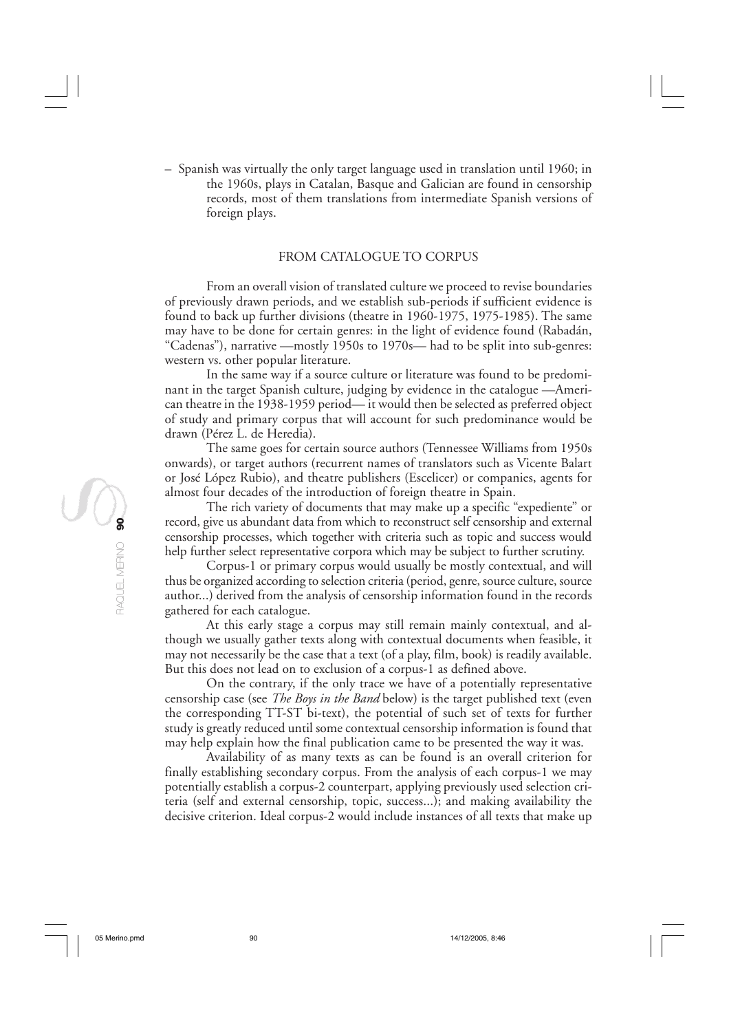– Spanish was virtually the only target language used in translation until 1960; in the 1960s, plays in Catalan, Basque and Galician are found in censorship records, most of them translations from intermediate Spanish versions of foreign plays.

## FROM CATALOGUE TO CORPUS

From an overall vision of translated culture we proceed to revise boundaries of previously drawn periods, and we establish sub-periods if sufficient evidence is found to back up further divisions (theatre in 1960-1975, 1975-1985). The same may have to be done for certain genres: in the light of evidence found (Rabadán, "Cadenas"), narrative —mostly 1950s to 1970s— had to be split into sub-genres: western vs. other popular literature.

In the same way if a source culture or literature was found to be predominant in the target Spanish culture, judging by evidence in the catalogue —American theatre in the 1938-1959 period— it would then be selected as preferred object of study and primary corpus that will account for such predominance would be drawn (Pérez L. de Heredia).

The same goes for certain source authors (Tennessee Williams from 1950s onwards), or target authors (recurrent names of translators such as Vicente Balart or José López Rubio), and theatre publishers (Escelicer) or companies, agents for almost four decades of the introduction of foreign theatre in Spain.

The rich variety of documents that may make up a specific "expediente" or record, give us abundant data from which to reconstruct self censorship and external censorship processes, which together with criteria such as topic and success would help further select representative corpora which may be subject to further scrutiny.

Corpus-1 or primary corpus would usually be mostly contextual, and will thus be organized according to selection criteria (period, genre, source culture, source author...) derived from the analysis of censorship information found in the records gathered for each catalogue.

At this early stage a corpus may still remain mainly contextual, and although we usually gather texts along with contextual documents when feasible, it may not necessarily be the case that a text (of a play, film, book) is readily available. But this does not lead on to exclusion of a corpus-1 as defined above.

On the contrary, if the only trace we have of a potentially representative censorship case (see *The Boys in the Band* below) is the target published text (even the corresponding TT-ST bi-text), the potential of such set of texts for further study is greatly reduced until some contextual censorship information is found that may help explain how the final publication came to be presented the way it was.

Availability of as many texts as can be found is an overall criterion for finally establishing secondary corpus. From the analysis of each corpus-1 we may potentially establish a corpus-2 counterpart, applying previously used selection criteria (self and external censorship, topic, success...); and making availability the decisive criterion. Ideal corpus-2 would include instances of all texts that make up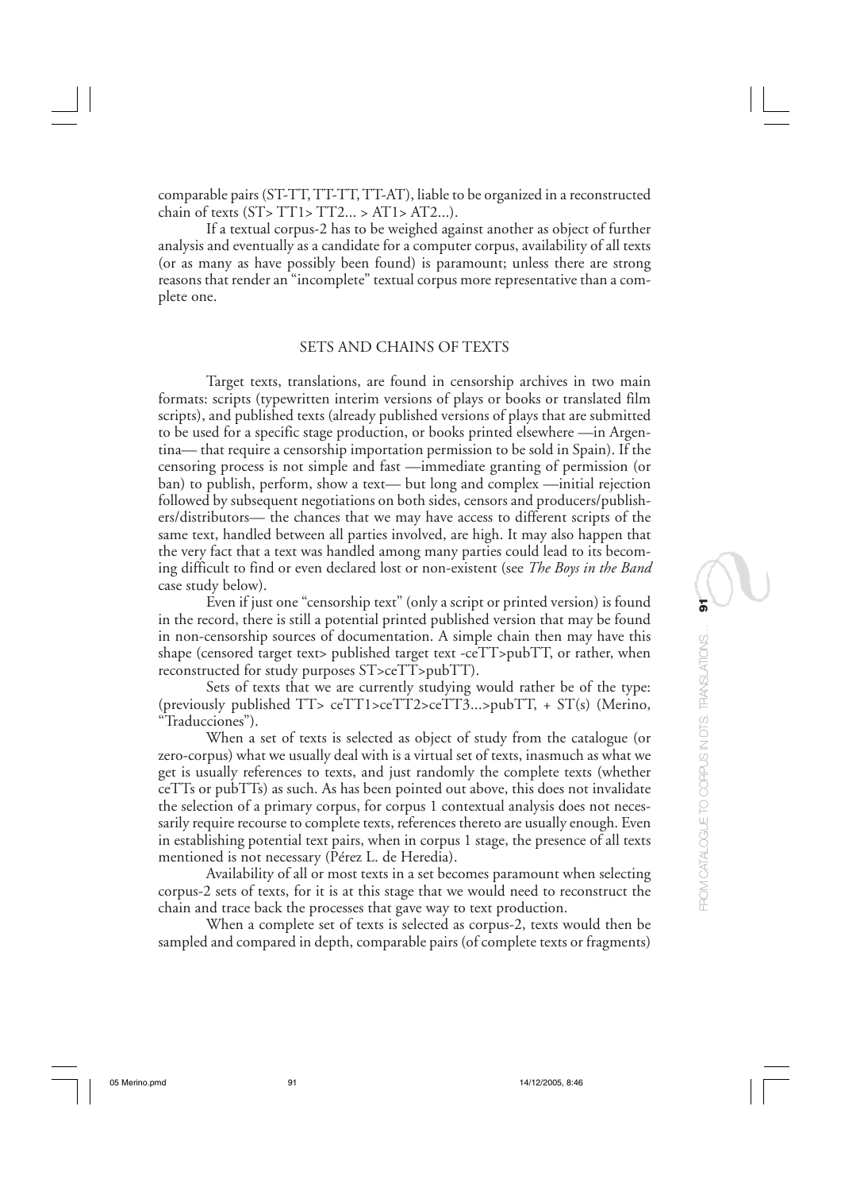comparable pairs (ST-TT, TT-TT, TT-AT), liable to be organized in a reconstructed chain of texts (ST> TT1> TT2... > AT1> AT2...).

If a textual corpus-2 has to be weighed against another as object of further analysis and eventually as a candidate for a computer corpus, availability of all texts (or as many as have possibly been found) is paramount; unless there are strong reasons that render an "incomplete" textual corpus more representative than a complete one.

## SETS AND CHAINS OF TEXTS

Target texts, translations, are found in censorship archives in two main formats: scripts (typewritten interim versions of plays or books or translated film scripts), and published texts (already published versions of plays that are submitted to be used for a specific stage production, or books printed elsewhere —in Argentina— that require a censorship importation permission to be sold in Spain). If the censoring process is not simple and fast —immediate granting of permission (or ban) to publish, perform, show a text— but long and complex —initial rejection followed by subsequent negotiations on both sides, censors and producers/publishers/distributors— the chances that we may have access to different scripts of the same text, handled between all parties involved, are high. It may also happen that the very fact that a text was handled among many parties could lead to its becoming difficult to find or even declared lost or non-existent (see *The Boys in the Band* case study below).

Even if just one "censorship text" (only a script or printed version) is found in the record, there is still a potential printed published version that may be found in non-censorship sources of documentation. A simple chain then may have this shape (censored target text> published target text -ceTT>pubTT, or rather, when reconstructed for study purposes ST>ceTT>pubTT).

Sets of texts that we are currently studying would rather be of the type: (previously published TT> ceTT1>ceTT2>ceTT3...>pubTT, + ST(s) (Merino, "Traducciones").

When a set of texts is selected as object of study from the catalogue (or zero-corpus) what we usually deal with is a virtual set of texts, inasmuch as what we get is usually references to texts, and just randomly the complete texts (whether ceTTs or pubTTs) as such. As has been pointed out above, this does not invalidate the selection of a primary corpus, for corpus 1 contextual analysis does not necessarily require recourse to complete texts, references thereto are usually enough. Even in establishing potential text pairs, when in corpus 1 stage, the presence of all texts mentioned is not necessary (Pérez L. de Heredia).

Availability of all or most texts in a set becomes paramount when selecting corpus-2 sets of texts, for it is at this stage that we would need to reconstruct the chain and trace back the processes that gave way to text production.

When a complete set of texts is selected as corpus-2, texts would then be sampled and compared in depth, comparable pairs (of complete texts or fragments)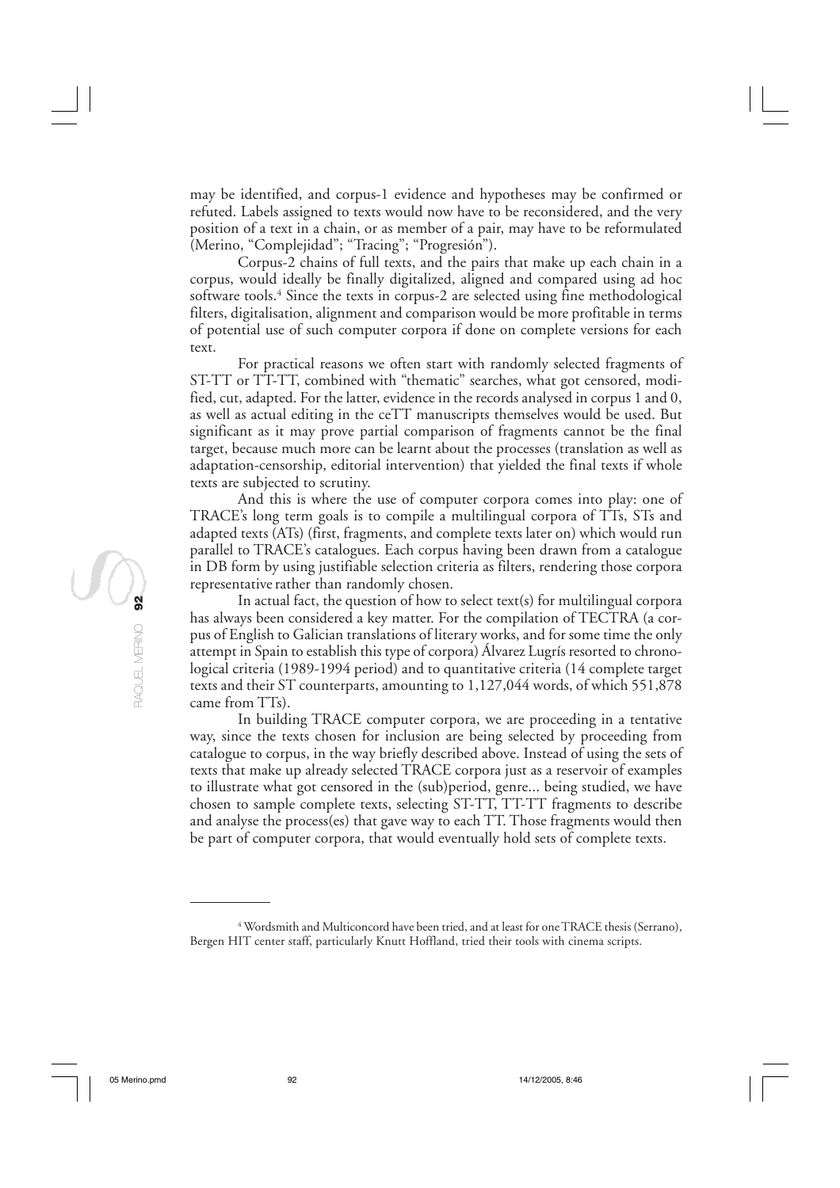may be identified, and corpus-1 evidence and hypotheses may be confirmed or refuted. Labels assigned to texts would now have to be reconsidered, and the very position of a text in a chain, or as member of a pair, may have to be reformulated (Merino, "Complejidad"; "Tracing"; "Progresión").

Corpus-2 chains of full texts, and the pairs that make up each chain in a corpus, would ideally be finally digitalized, aligned and compared using ad hoc software tools.[4] Since the texts in corpus-2 are selected using fine methodological filters, digitalisation, alignment and comparison would be more profitable in terms of potential use of such computer corpora if done on complete versions for each text.

For practical reasons we often start with randomly selected fragments of ST-TT or TT-TT, combined with "thematic" searches, what got censored, modified, cut, adapted. For the latter, evidence in the records analysed in corpus 1 and 0, as well as actual editing in the ceTT manuscripts themselves would be used. But significant as it may prove partial comparison of fragments cannot be the final target, because much more can be learnt about the processes (translation as well as adaptation-censorship, editorial intervention) that yielded the final texts if whole texts are subjected to scrutiny.

And this is where the use of computer corpora comes into play: one of TRACE's long term goals is to compile a multilingual corpora of TTs, STs and adapted texts (ATs) (first, fragments, and complete texts later on) which would run parallel to TRACE's catalogues. Each corpus having been drawn from a catalogue in DB form by using justifiable selection criteria as filters, rendering those corpora representative rather than randomly chosen.

In actual fact, the question of how to select text(s) for multilingual corpora has always been considered a key matter. For the compilation of TECTRA (a corpus of English to Galician translations of literary works, and for some time the only attempt in Spain to establish this type of corpora) Álvarez Lugrís resorted to chronological criteria (1989-1994 period) and to quantitative criteria (14 complete target texts and their ST counterparts, amounting to 1,127,044 words, of which 551,878 came from TTs).

In building TRACE computer corpora, we are proceeding in a tentative way, since the texts chosen for inclusion are being selected by proceeding from catalogue to corpus, in the way briefly described above. Instead of using the sets of texts that make up already selected TRACE corpora just as a reservoir of examples to illustrate what got censored in the (sub)period, genre... being studied, we have chosen to sample complete texts, selecting ST-TT, TT-TT fragments to describe and analyse the process(es) that gave way to each TT. Those fragments would then be part of computer corpora, that would eventually hold sets of complete texts.

---

[4] Wordsmith and Multiconcord have been tried, and at least for one TRACE thesis (Serrano), Bergen HIT center staff, particularly Knutt Hoffland, tried their tools with cinema scripts.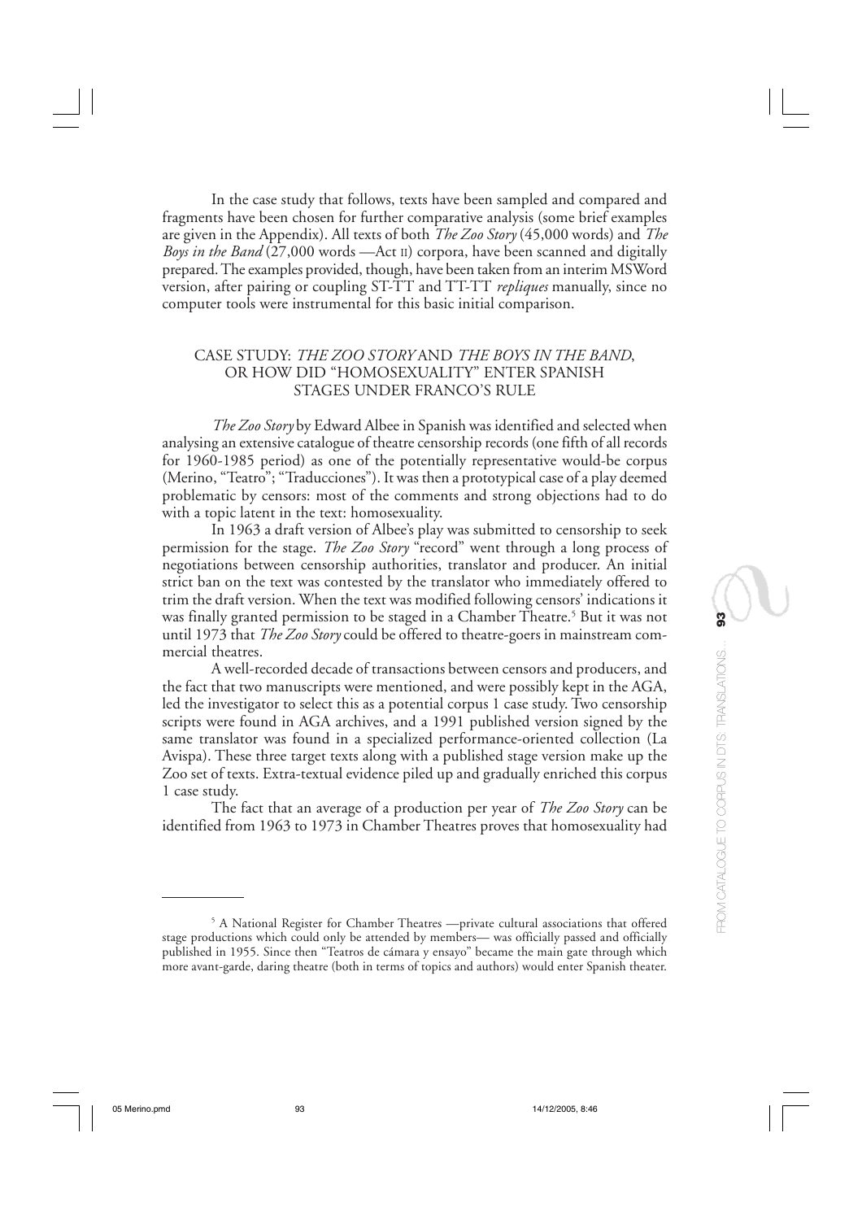In the case study that follows, texts have been sampled and compared and fragments have been chosen for further comparative analysis (some brief examples are given in the Appendix). All texts of both *The Zoo Story* (45,000 words) and *The Boys in the Band* (27,000 words —Act II) corpora, have been scanned and digitally prepared. The examples provided, though, have been taken from an interim MSWord version, after pairing or coupling ST-TT and TT-TT *repliques* manually, since no computer tools were instrumental for this basic initial comparison.

## CASE STUDY: *THE ZOO STORY* AND *THE BOYS IN THE BAND*, OR HOW DID "HOMOSEXUALITY" ENTER SPANISH STAGES UNDER FRANCO'S RULE

*The Zoo Story* by Edward Albee in Spanish was identified and selected when analysing an extensive catalogue of theatre censorship records (one fifth of all records for 1960-1985 period) as one of the potentially representative would-be corpus (Merino, "Teatro"; "Traducciones"). It was then a prototypical case of a play deemed problematic by censors: most of the comments and strong objections had to do with a topic latent in the text: homosexuality.

In 1963 a draft version of Albee's play was submitted to censorship to seek permission for the stage. *The Zoo Story* "record" went through a long process of negotiations between censorship authorities, translator and producer. An initial strict ban on the text was contested by the translator who immediately offered to trim the draft version. When the text was modified following censors' indications it was finally granted permission to be staged in a Chamber Theatre.[5] But it was not until 1973 that *The Zoo Story* could be offered to theatre-goers in mainstream commercial theatres.

A well-recorded decade of transactions between censors and producers, and the fact that two manuscripts were mentioned, and were possibly kept in the AGA, led the investigator to select this as a potential corpus 1 case study. Two censorship scripts were found in AGA archives, and a 1991 published version signed by the same translator was found in a specialized performance-oriented collection (La Avispa). These three target texts along with a published stage version make up the Zoo set of texts. Extra-textual evidence piled up and gradually enriched this corpus 1 case study.

The fact that an average of a production per year of *The Zoo Story* can be identified from 1963 to 1973 in Chamber Theatres proves that homosexuality had

---

[5] A National Register for Chamber Theatres —private cultural associations that offered stage productions which could only be attended by members— was officially passed and officially published in 1955. Since then "Teatros de cámara y ensayo" became the main gate through which more avant-garde, daring theatre (both in terms of topics and authors) would enter Spanish theater.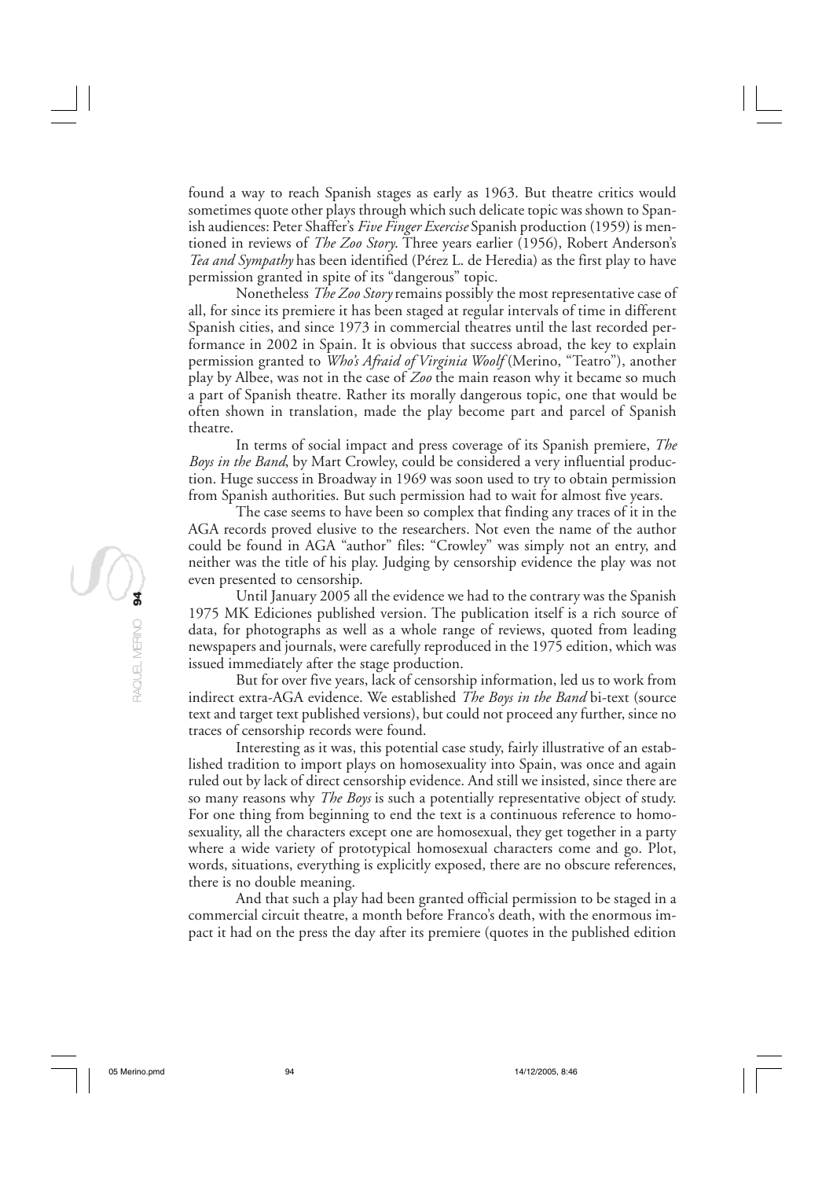found a way to reach Spanish stages as early as 1963. But theatre critics would sometimes quote other plays through which such delicate topic was shown to Spanish audiences: Peter Shaffer's *Five Finger Exercise* Spanish production (1959) is mentioned in reviews of *The Zoo Story*. Three years earlier (1956), Robert Anderson's *Tea and Sympathy* has been identified (Pérez L. de Heredia) as the first play to have permission granted in spite of its "dangerous" topic.

Nonetheless *The Zoo Story* remains possibly the most representative case of all, for since its premiere it has been staged at regular intervals of time in different Spanish cities, and since 1973 in commercial theatres until the last recorded performance in 2002 in Spain. It is obvious that success abroad, the key to explain permission granted to *Who's Afraid of Virginia Woolf* (Merino, "Teatro"), another play by Albee, was not in the case of *Zoo* the main reason why it became so much a part of Spanish theatre. Rather its morally dangerous topic, one that would be often shown in translation, made the play become part and parcel of Spanish theatre.

In terms of social impact and press coverage of its Spanish premiere, *The Boys in the Band*, by Mart Crowley, could be considered a very influential production. Huge success in Broadway in 1969 was soon used to try to obtain permission from Spanish authorities. But such permission had to wait for almost five years.

The case seems to have been so complex that finding any traces of it in the AGA records proved elusive to the researchers. Not even the name of the author could be found in AGA "author" files: "Crowley" was simply not an entry, and neither was the title of his play. Judging by censorship evidence the play was not even presented to censorship.

Until January 2005 all the evidence we had to the contrary was the Spanish 1975 MK Ediciones published version. The publication itself is a rich source of data, for photographs as well as a whole range of reviews, quoted from leading newspapers and journals, were carefully reproduced in the 1975 edition, which was issued immediately after the stage production.

But for over five years, lack of censorship information, led us to work from indirect extra-AGA evidence. We established *The Boys in the Band* bi-text (source text and target text published versions), but could not proceed any further, since no traces of censorship records were found.

Interesting as it was, this potential case study, fairly illustrative of an established tradition to import plays on homosexuality into Spain, was once and again ruled out by lack of direct censorship evidence. And still we insisted, since there are so many reasons why *The Boys* is such a potentially representative object of study. For one thing from beginning to end the text is a continuous reference to homosexuality, all the characters except one are homosexual, they get together in a party where a wide variety of prototypical homosexual characters come and go. Plot, words, situations, everything is explicitly exposed, there are no obscure references, there is no double meaning.

And that such a play had been granted official permission to be staged in a commercial circuit theatre, a month before Franco's death, with the enormous impact it had on the press the day after its premiere (quotes in the published edition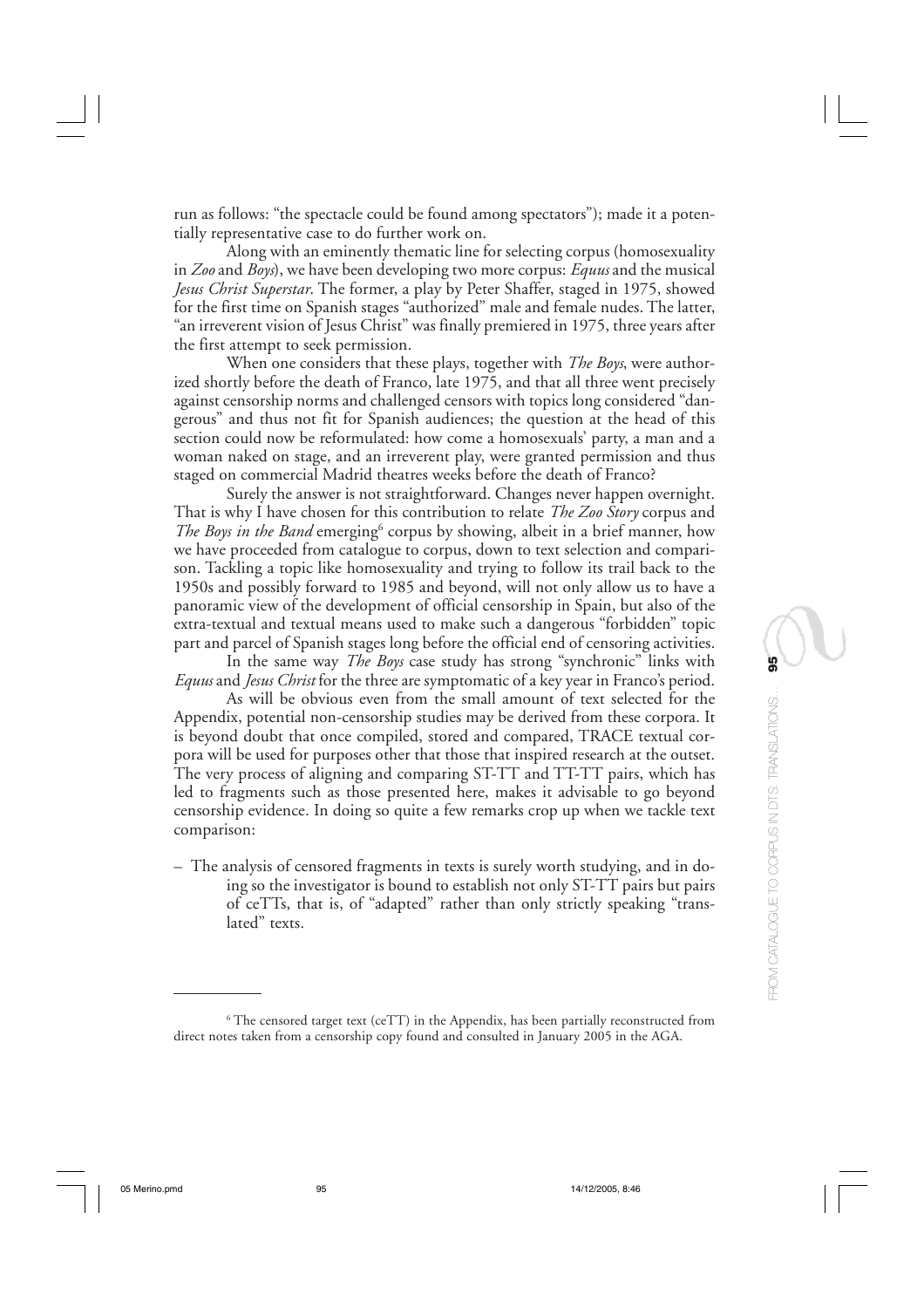run as follows: "the spectacle could be found among spectators"); made it a potentially representative case to do further work on.

Along with an eminently thematic line for selecting corpus (homosexuality in *Zoo* and *Boys*), we have been developing two more corpus: *Equus* and the musical *Jesus Christ Superstar*. The former, a play by Peter Shaffer, staged in 1975, showed for the first time on Spanish stages "authorized" male and female nudes. The latter, "an irreverent vision of Jesus Christ" was finally premiered in 1975, three years after the first attempt to seek permission.

When one considers that these plays, together with *The Boys*, were authorized shortly before the death of Franco, late 1975, and that all three went precisely against censorship norms and challenged censors with topics long considered "dangerous" and thus not fit for Spanish audiences; the question at the head of this section could now be reformulated: how come a homosexuals' party, a man and a woman naked on stage, and an irreverent play, were granted permission and thus staged on commercial Madrid theatres weeks before the death of Franco?

Surely the answer is not straightforward. Changes never happen overnight. That is why I have chosen for this contribution to relate *The Zoo Story* corpus and *The Boys in the Band* emerging[6] corpus by showing, albeit in a brief manner, how we have proceeded from catalogue to corpus, down to text selection and comparison. Tackling a topic like homosexuality and trying to follow its trail back to the 1950s and possibly forward to 1985 and beyond, will not only allow us to have a panoramic view of the development of official censorship in Spain, but also of the extra-textual and textual means used to make such a dangerous "forbidden" topic part and parcel of Spanish stages long before the official end of censoring activities.

In the same way *The Boys* case study has strong "synchronic" links with *Equus* and *Jesus Christ* for the three are symptomatic of a key year in Franco's period.

As will be obvious even from the small amount of text selected for the Appendix, potential non-censorship studies may be derived from these corpora. It is beyond doubt that once compiled, stored and compared, TRACE textual corpora will be used for purposes other that those that inspired research at the outset. The very process of aligning and comparing ST-TT and TT-TT pairs, which has led to fragments such as those presented here, makes it advisable to go beyond censorship evidence. In doing so quite a few remarks crop up when we tackle text comparison:

– The analysis of censored fragments in texts is surely worth studying, and in doing so the investigator is bound to establish not only ST-TT pairs but pairs of ceTTs, that is, of "adapted" rather than only strictly speaking "translated" texts.

[6] The censored target text (ceTT) in the Appendix, has been partially reconstructed from direct notes taken from a censorship copy found and consulted in January 2005 in the AGA.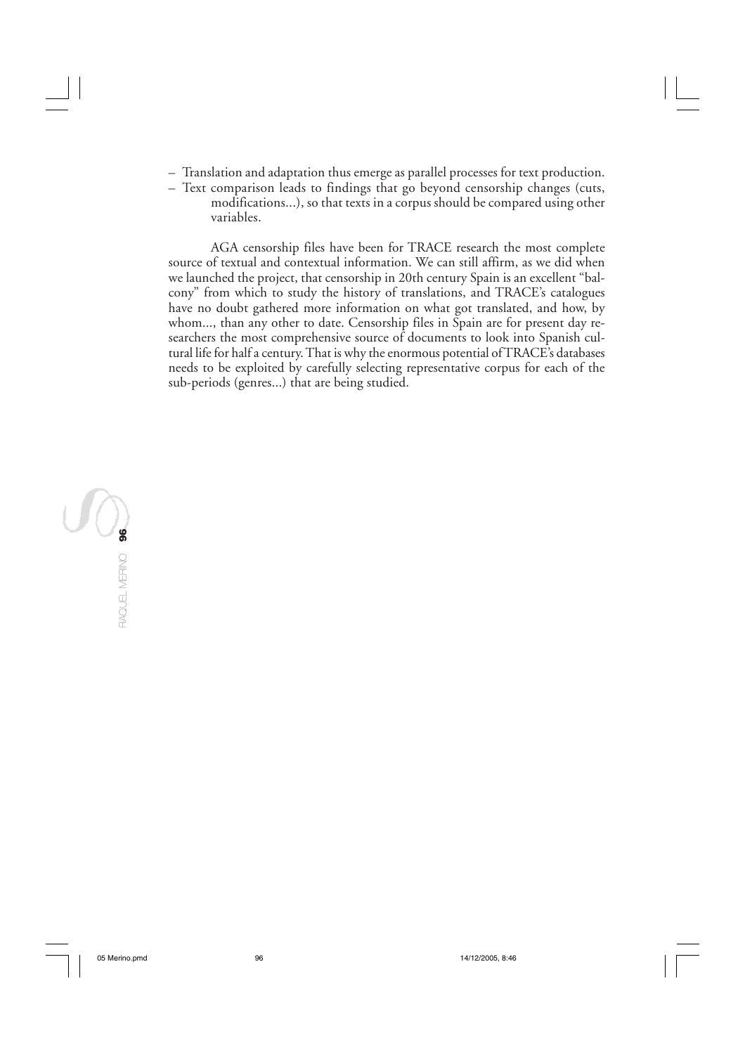– Translation and adaptation thus emerge as parallel processes for text production.
– Text comparison leads to findings that go beyond censorship changes (cuts, modifications...), so that texts in a corpus should be compared using other variables.

AGA censorship files have been for TRACE research the most complete source of textual and contextual information. We can still affirm, as we did when we launched the project, that censorship in 20th century Spain is an excellent "balcony" from which to study the history of translations, and TRACE's catalogues have no doubt gathered more information on what got translated, and how, by whom..., than any other to date. Censorship files in Spain are for present day researchers the most comprehensive source of documents to look into Spanish cultural life for half a century. That is why the enormous potential of TRACE's databases needs to be exploited by carefully selecting representative corpus for each of the sub-periods (genres...) that are being studied.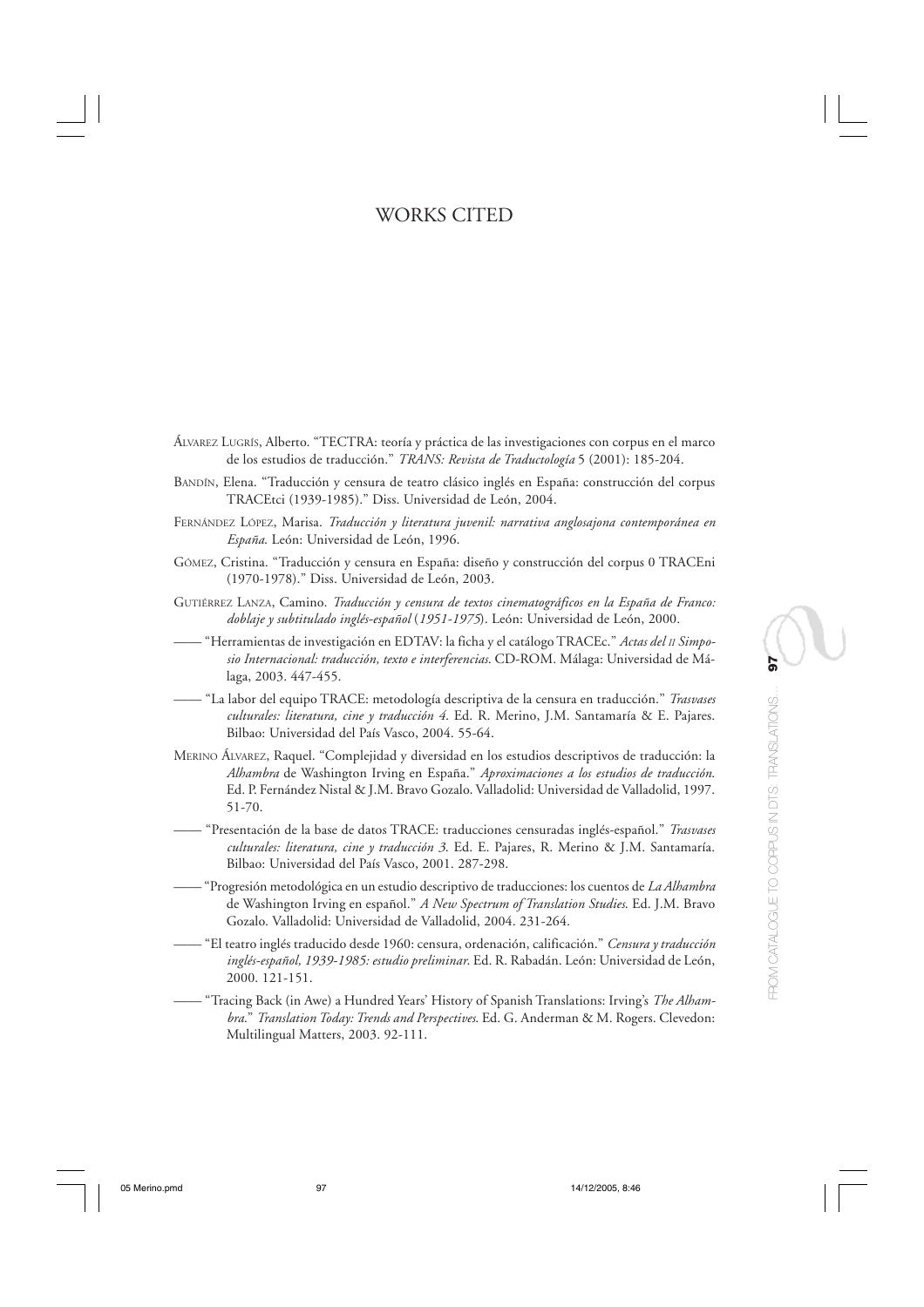# WORKS CITED

ÁLVAREZ LUGRÍS, Alberto. "TECTRA: teoría y práctica de las investigaciones con corpus en el marco de los estudios de traducción." *TRANS: Revista de Traductología* 5 (2001): 185-204.

BANDÍN, Elena. "Traducción y censura de teatro clásico inglés en España: construcción del corpus TRACEtci (1939-1985)." Diss. Universidad de León, 2004.

FERNÁNDEZ LÓPEZ, Marisa. *Traducción y literatura juvenil: narrativa anglosajona contemporánea en España*. León: Universidad de León, 1996.

GÓMEZ, Cristina. "Traducción y censura en España: diseño y construcción del corpus 0 TRACEni (1970-1978)." Diss. Universidad de León, 2003.

GUTIÉRREZ LANZA, Camino. *Traducción y censura de textos cinematográficos en la España de Franco: doblaje y subtitulado inglés-español* (*1951-1975*). León: Universidad de León, 2000.

—— "Herramientas de investigación en EDTAV: la ficha y el catálogo TRACEc." *Actas del II Simposio Internacional: traducción, texto e interferencias*. CD-ROM. Málaga: Universidad de Málaga, 2003. 447-455.

—— "La labor del equipo TRACE: metodología descriptiva de la censura en traducción." *Trasvases culturales: literatura, cine y traducción 4*. Ed. R. Merino, J.M. Santamaría & E. Pajares. Bilbao: Universidad del País Vasco, 2004. 55-64.

MERINO ÁLVAREZ, Raquel. "Complejidad y diversidad en los estudios descriptivos de traducción: la *Alhambra* de Washington Irving en España." *Aproximaciones a los estudios de traducción*. Ed. P. Fernández Nistal & J.M. Bravo Gozalo. Valladolid: Universidad de Valladolid, 1997. 51-70.

—— "Presentación de la base de datos TRACE: traducciones censuradas inglés-español." *Trasvases culturales: literatura, cine y traducción 3*. Ed. E. Pajares, R. Merino & J.M. Santamaría. Bilbao: Universidad del País Vasco, 2001. 287-298.

—— "Progresión metodológica en un estudio descriptivo de traducciones: los cuentos de *La Alhambra* de Washington Irving en español." *A New Spectrum of Translation Studies*. Ed. J.M. Bravo Gozalo. Valladolid: Universidad de Valladolid, 2004. 231-264.

—— "El teatro inglés traducido desde 1960: censura, ordenación, calificación." *Censura y traducción inglés-español, 1939-1985: estudio preliminar*. Ed. R. Rabadán. León: Universidad de León, 2000. 121-151.

—— "Tracing Back (in Awe) a Hundred Years' History of Spanish Translations: Irving's *The Alhambra*." *Translation Today: Trends and Perspectives*. Ed. G. Anderman & M. Rogers. Clevedon: Multilingual Matters, 2003. 92-111.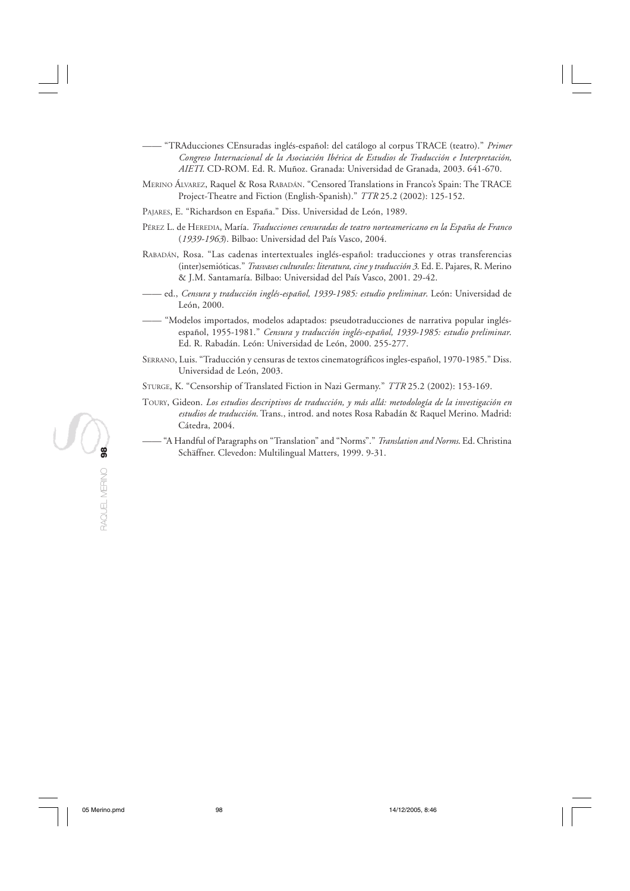—— "TRAducciones CEnsuradas inglés-español: del catálogo al corpus TRACE (teatro)." *Primer Congreso Internacional de la Asociación Ibérica de Estudios de Traducción e Interpretación, AIETI*. CD-ROM. Ed. R. Muñoz. Granada: Universidad de Granada, 2003. 641-670.

MERINO ÁLVAREZ, Raquel & Rosa RABADÁN. "Censored Translations in Franco's Spain: The TRACE Project-Theatre and Fiction (English-Spanish)." *TTR* 25.2 (2002): 125-152.

PAJARES, E. "Richardson en España." Diss. Universidad de León, 1989.

PÉREZ L. de HEREDIA, María. *Traducciones censuradas de teatro norteamericano en la España de Franco* (*1939-1963*). Bilbao: Universidad del País Vasco, 2004.

RABADÁN, Rosa. "Las cadenas intertextuales inglés-español: traducciones y otras transferencias (inter)semióticas." *Trasvases culturales: literatura, cine y traducción 3*. Ed. E. Pajares, R. Merino & J.M. Santamaría. Bilbao: Universidad del País Vasco, 2001. 29-42.

—— ed., *Censura y traducción inglés-español, 1939-1985: estudio preliminar*. León: Universidad de León, 2000.

—— "Modelos importados, modelos adaptados: pseudotraducciones de narrativa popular inglés-español, 1955-1981." *Censura y traducción inglés-español, 1939-1985: estudio preliminar*. Ed. R. Rabadán. León: Universidad de León, 2000. 255-277.

SERRANO, Luis. "Traducción y censuras de textos cinematográficos ingles-español, 1970-1985." Diss. Universidad de León, 2003.

STURGE, K. "Censorship of Translated Fiction in Nazi Germany." *TTR* 25.2 (2002): 153-169.

TOURY, Gideon. *Los estudios descriptivos de traducción, y más allá: metodología de la investigación en estudios de traducción*. Trans., introd. and notes Rosa Rabadán & Raquel Merino. Madrid: Cátedra, 2004.

—— "A Handful of Paragraphs on "Translation" and "Norms"." *Translation and Norms*. Ed. Christina Schäffner. Clevedon: Multilingual Matters, 1999. 9-31.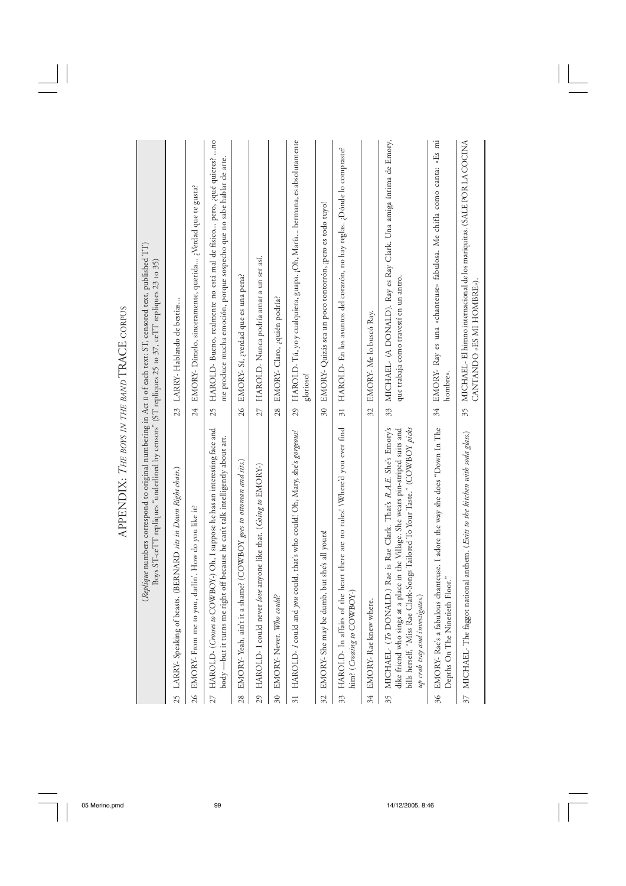# APPENDIX: *THE BOYS IN THE BAND* TRACE CORPUS

| (*Replique* numbers correspond to original numbering in Act II of each text: ST, censored text, published TT) Boys ST-ceTT repliques "underlined by censors" (ST repliques 25 to 37, ceTT repliques 23 to 35) | |
|---|---|
| 25 LARRY- Speaking of beasts. (BERNARD *sits in Down Right chair.*) | 23 LARRY- Hablando de bestias… |
| 26 EMORY- From me to you, darlin'. How do you like it? | 24 EMORY- Dímelo, sinceramente, querida… ¿Verdad que te gusta? |
| 27 HAROLD- (*Crosses to* COWBOY.) Oh, I suppose he has an interesting face and body —but it turns me right off because he can't talk intelligently about art. | 25 HAROLD- Bueno, realmente no está mal de físico… pero, ¿qué quieres? …no me produce mucha emoción, porque sospecho que no sabe hablar de arte. |
| 28 EMORY- Yeah, ain't it a shame? (COWBOY *goes to ottoman and sits.*) | 26 EMORY- Sí, ¿verdad que es una pena? |
| 29 HAROLD- I could never *love* anyone like that. (*Going to* EMORY.) | 27 HAROLD- Nunca podría amar a un ser así. |
| 30 EMORY- Never. *Who could?* | 28 EMORY- Claro, ¿quién podría? |
| 31 HAROLD- *I* could and *you* could, that's who could! Oh, Mary, she's *gorgeous!* | 29 HAROLD- Tú, yo y cualquiera, guapa. ¡Oh, María… hermana, es absolutamente glorioso! |
| 32 EMORY- She may be dumb, but she's all yours! | 30 EMORY- Quizás sea un poco tontorrón, ¡pero es todo tuyo! |
| 33 HAROLD- In affairs of the heart there are no rules! Where'd you ever find him? (*Crossing to* COWBOY.) | 31 HAROLD- En los asuntos del corazón, no hay reglas. ¿Dónde lo compraste? |
| 34 EMORY- Rae knew where. | 32 EMORY- Me lo buscó Ray. |
| 35 MICHAEL- (*To* DONALD.) Rae is Rae Clark. That's *R.A.E.* She's Emory's dike friend who sings at a place in the Village. She wears pin-striped suits and bills herself, "Miss Rae Clark-Songs Tailored To Your Taste." (COWBOY *picks up crab tray and investigates.*) | 33 MICHAEL- (A DONALD). Ray es Ray Clark. Una amiga íntima de Emory, que trabaja como travestí en un antro. |
| 36 EMORY- Rae's a fabulous chanteuse. I adore the way she does "Down In The Depths On The Ninetieth Floor." | 34 EMORY- Ray es una «chanteuse» fabulosa. Me chifla como canta: «Es mi hombre». |
| 37 MICHAEL- The faggot national anthem. (*Exits to the kitchen with soda glass.*) | 35 MICHAEL- El himno internacional de los mariquitas. (SALE POR LA COCINA CANTANDO «ES MI HOMBRE»). |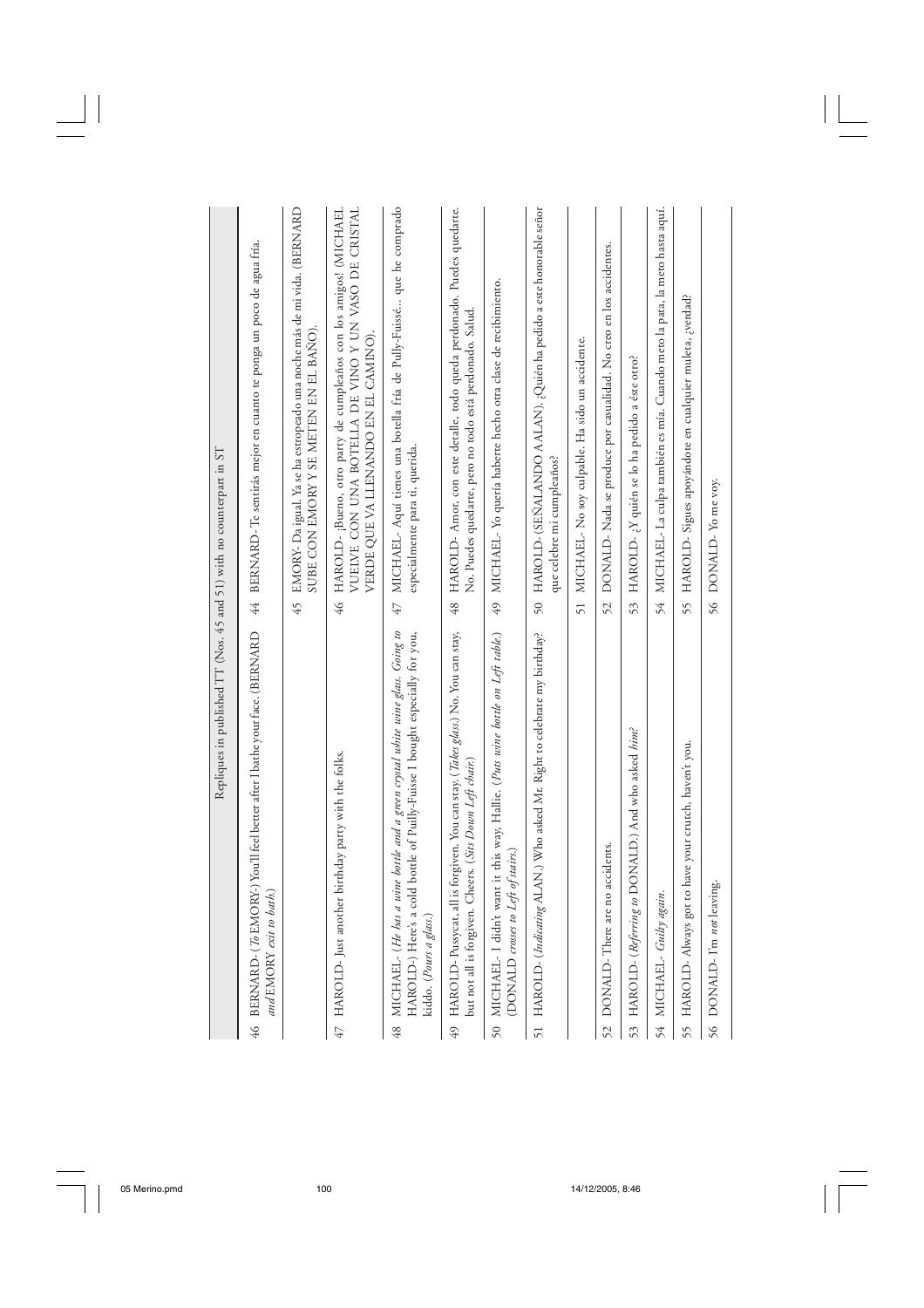| Repliques in published TT (Nos. 45 and 51) with no counterpart in ST | | | |
|---|---|---|---|
| 46 | BERNARD- (*To* EMORY) You'll feel better after I bathe your face. (BERNARD *and* EMORY *exit to bath.*) | 44 | BERNARD- Te sentirás mejor en cuanto te ponga un poco de agua fría. |
| | | 45 | EMORY- Da igual. Ya se ha estropeado una noche más de mi vida. (BERNARD SUBE CON EMORY Y SE METEN EN EL BAÑO). |
| 47 | HAROLD- Just another birthday party with the folks. | 46 | HAROLD- ¡Bueno, otro party de cumpleaños con los amigos! (MICHAEL VUELVE CON UNA BOTELLA DE VINO Y UN VASO DE CRISTAL VERDE QUE VA LLENANDO EN EL CAMINO). |
| 48 | MICHAEL- (*He has a wine bottle and a green crystal white wine glass. Going to* HAROLD-) Here's a cold bottle of Puilly-Fuisse I bought especially for you, kiddo. (*Pours a glass.*) | 47 | MICHAEL- Aquí tienes una botella fría de Pully-Fuissé… que he comprado especialmente para ti, querida. |
| 49 | HAROLD- Pussycat, all is forgiven. You can stay. (*Takes glass.*) No. You can stay, but not all is forgiven. Cheers. (*Sits Down Left chair.*) | 48 | HAROLD- Amor, con este detalle, todo queda perdonado. Puedes quedarte. No. Puedes quedarte, pero no todo está perdonado. Salud. |
| 50 | MICHAEL- I didn't want it this way, Hallie. (*Puts wine bottle on Left table.*) (DONALD *crosses to Left of stairs.*) | 49 | MICHAEL- Yo quería haberte hecho otra clase de recibimiento. |
| 51 | HAROLD- (*Indicating* ALAN.) Who asked Mr. Right to celebrate my birthday? | 50 | HAROLD- (SEÑALANDO A ALAN). ¿Quién ha pedido a este honorable señor que celebre mi cumpleaños? |
| | | 51 | MICHAEL- No soy culpable. Ha sido un accidente. |
| 52 | DONALD- There are no accidents. | 52 | DONALD- Nada se produce por casualidad. No creo en los accidentes. |
| 53 | HAROLD- (*Referring to* DONALD.) And who asked *him*? | 53 | HAROLD- ¿Y quién se lo ha pedido a éste otro? |
| 54 | MICHAEL- *Guilty again.* | 54 | MICHAEL- La culpa también es mía. Cuando meto la pata, la meto hasta aquí. |
| 55 | HAROLD- Always got to have your crutch, haven't you. | 55 | HAROLD- Sigues apoyándote en cualquier muleta, ¿verdad? |
| 56 | DONALD- I'm *not* leaving. | 56 | DONALD- Yo me voy. |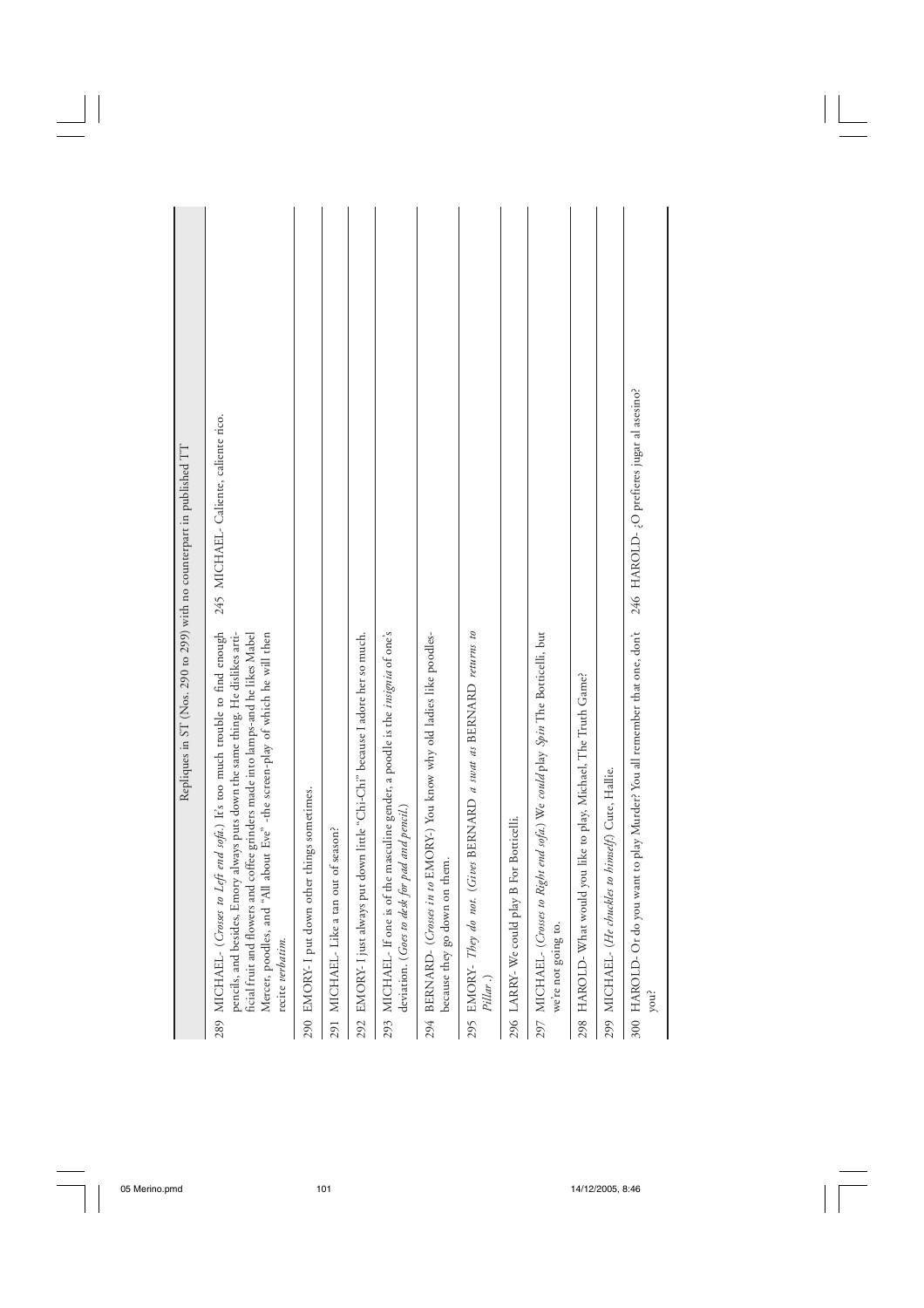| Repliques in ST (Nos. 290 to 299) with no counterpart in published TT | |
|---|---|
| 289 MICHAEL- (*Crosses to Left end sofa.*) It's too much trouble to find enough pencils, and besides, Emory always puts down the same thing. He dislikes artificial fruit and flowers and coffee grinders made into lamps-and he likes Mabel Mercer, poodles, and "All about Eve" -the screen-play of which he will then recite *verbatim.* | 245 MICHAEL- Caliente, caliente rico. |
| 290 EMORY- I put down other things sometimes. | |
| 291 MICHAEL- Like a tan out of season? | |
| 292 EMORY- I just always put down little "Chi-Chi" because I adore her so much. | |
| 293 MICHAEL- If one is of the masculine gender, a poodle is the *insignia* of one's deviation. (*Goes to desk for pad and pencil.*) | |
| 294 BERNARD- (*Crosses in to* EMORY-) You know why old ladies like poodles-because they go down on them. | |
| 295 EMORY- *They do not.* (*Gives* BERNARD *a swat as* BERNARD *returns to Pillar.*) | |
| 296 LARRY- We could play B For Botticelli. | |
| 297 MICHAEL- (*Crosses to Right end sofa.*) We *could* play *Spin* The Botticelli, but we're not going to. | |
| 298 HAROLD- What would you like to play, Michael, The Truth Game? | |
| 299 MICHAEL- (*He chuckles to himself.*) Cute, Hallie. | |
| 300 HAROLD- Or do you want to play Murder? You all remember that one, don't you? | 246 HAROLD- ¿O prefieres jugar al asesino? |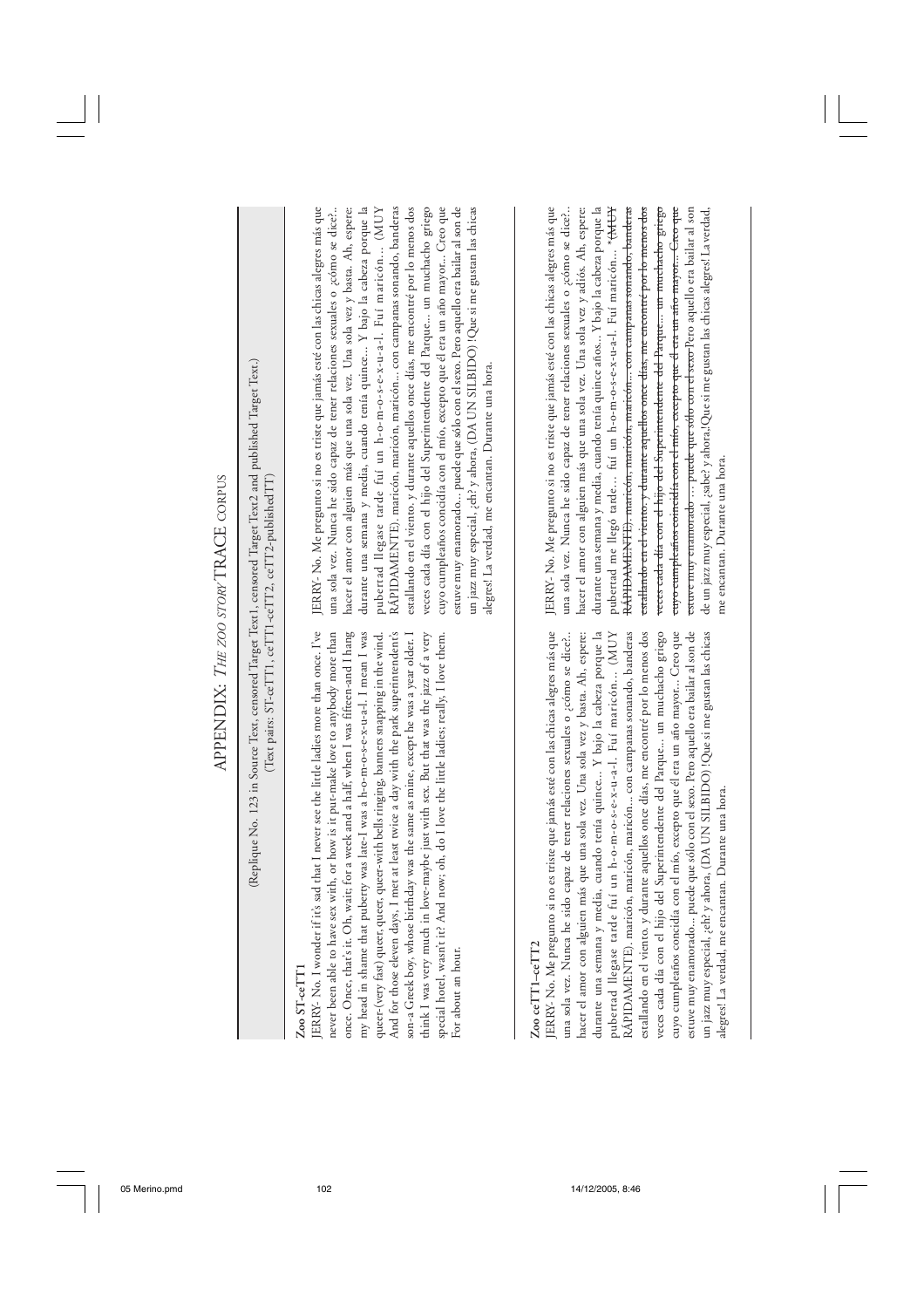# APPENDIX: *THE ZOO STORY* TRACE CORPUS

(Replique No. 123 in Source Text, censored Target Text1, censored Target Text2 and published Target Text.)
(Text pairs: ST-ceTT1, ceTT1-ceTT2, ceTT2-publishedTT)

| **Zoo ST-ceTT1** | |
|---|---|
| JERRY- No. I wonder if it's sad that I never see the little ladies more than once. I've never been able to have sex with, or how is it put-make love to anybody more than once. Once, that's it. Oh, wait; for a week and a half, when I was fifteen-and I hang my head in shame that puberty was late-I was a h-o-m-o-s-e-x-u-a-l. I mean I was queer-(very fast) queer, queer, queer-with bells ringing, banners snapping in the wind. And for those eleven days, I met at least twice a day with the park superintendent's son-a Greek boy, whose birthday was the same as mine, except he was a year older. I think I was very much in love-maybe just with sex. But that was the jazz of a very special hotel, wasn't it? And now; oh, do I love the little ladies; really, I love them. For about an hour. | JERRY- No. Me pregunto si no es triste que jamás esté con las chicas alegres más que una sola vez. Nunca he sido capaz de tener relaciones sexuales o ¿cómo se dice?... hacer el amor con alguien más que una sola vez. Una sola vez y basta. Ah, espere: durante una semana y media, cuando tenía quince... Y bajo la cabeza porque la pubertad llegase tarde fui un h-o-m-o-s-e-x-u-a-l. Fui maricón... (MUY RÁPIDAMENTE). maricón, maricón, maricón... con campanas sonando, banderas estallando en el viento. y durante aquellos once días, me encontré por lo menos dos veces cada día con el hijo del Superintendente del Parque... un muchacho griego cuyo cumpleaños concidía con el mío, excepto que él era un año mayor... Creo que estuve muy enamorado... puede que sólo con el sexo. Pero aquello era bailar al son de un jazz muy especial, ¿eh? y ahora. (DA UN SILBIDO) !Que si me gustan las chicas alegres! La verdad, me encantan. Durante una hora. |
| **Zoo ceTT1–ceTT2** | |
| JERRY- No. Me pregunto si no es triste que jamás esté con las chicas alegres más que una sola vez. Nunca he sido capaz de tener relaciones sexuales o ¿cómo se dice?... hacer el amor con alguien más que una sola vez. Una sola vez y basta. Ah, espere: durante una semana y media, cuando tenía quince... Y bajo la cabeza porque la pubertad llegase tarde fui un h-o-m-o-s-e-x-u-a-l. Fui maricón... (MUY RÁPIDAMENTE). maricón, maricón, maricón... con campanas sonando, banderas estallando en el viento. y durante aquellos once días, me encontré por lo menos dos veces cada día con el hijo del Superintendente del Parque... un muchacho griego cuyo cumpleaños concidía con el mío, excepto que él era un año mayor... Creo que estuve muy enamorado... puede que sólo con el sexo. Pero aquello era bailar al son de un jazz muy especial, ¿eh? y ahora, (DA UN SILBIDO) !Que si me gustan las chicas alegres! La verdad, me encantan. Durante una hora. | JERRY- No. Me pregunto si no es triste que jamás esté con las chicas alegres más que una sola vez. Nunca he sido capaz de tener relaciones sexuales o ¿cómo se dice?... hacer el amor con alguien más que una sola vez. Una sola vez y adiós. Ah, espere: durante una semana y media, cuando tenía quince años... Y bajo la cabeza porque la pubertad me llegó tarde... fui un h-o-m-o-s-e-x-u-a-l. Fui maricón... *~~(MUY RÁPIDAMENTE). maricón, maricón, maricón... con campanas sonando, banderas estallando en el viento. y durante aquellos once días, me encontré por lo menos dos veces cada día con el hijo del Superintendente del Parque... un muchacho griego cuyo cumpleaños coincidía con el mío, excepto que él era un año mayor... Creo que estuve muy enamorado ... puede que sólo con el sexo~~ Pero aquello era bailar al son de un jazz muy especial, ¿sabe? y ahora,¡Que si me gustan las chicas alegres! La verdad, me encantan. Durante una hora. |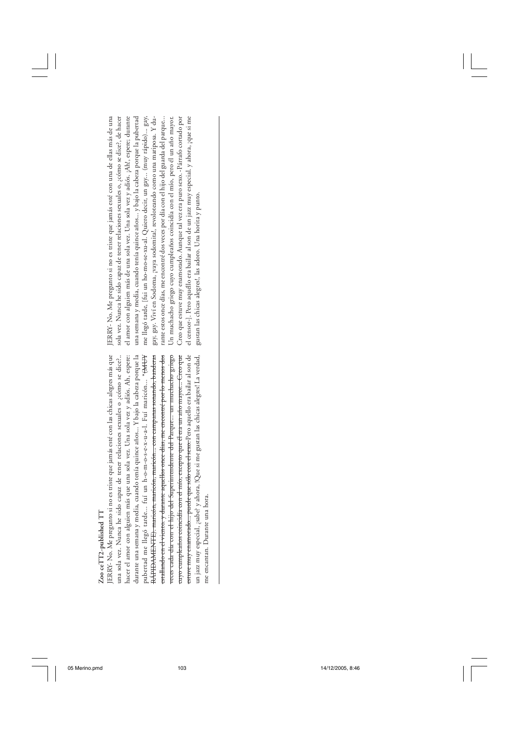**Zoo ceTT2-published TT**

JERRY- No. Me pregunto si no es triste que jamás esté con las chicas alegres más que una sola vez. Nunca he sido capaz de tener relaciones sexuales o ¿cómo se dice?.. hacer el amor con alguien más que una sola vez. Una sola vez y adiós. Ah, espere: durante una semana y media, cuando tenía quince años... Y bajo la cabeza porque la pubertad me llegó tarde... fuí un h-o-m-o-s-e-x-u-a-l. Fuí maricón... *~~(MUY RAPIDAMENTE), maricón, maricón, maricón... con campanas sonando, banderas estallando en el viento. y durante aquellos once días, me encontré por lo menos dos veces cada día con el hijo del Superintendente del Parque... un muchacho griego cuyo cumpleaños coincidía con el mío, excepto que él era un año mayor... Creo que estuve muy enamorado... puede que sólo con el sexo.~~ Pero aquello era bailar al son de un jazz muy especial, ¿sabe? y ahora, !Que si me gustan las chicas alegres! La verdad, me encantan. Durante una hora.

JERRY- No. Me pregunto si no es triste que jamás esté con una de ellas más de una sola vez. Nunca he sido capaz de tener relaciones sexuales o, ¿cómo se dice?, de hacer el amor con alguien más de una sola vez. Una sola vez y adiós. ¡Ah!, espere; durante una semana y media, cuando tenía quince años... y bajo la cabeza porque la pubertad me llegó tarde, [fui un ho-mo-se-xu-al. Quiero decir, un gay... (muy rápido)... gay, gay, gay. Viví en Sodoma, ¡vaya sodomita!, revoloteando como una mariposa. Y durante estos once días, me encontré dos veces por día con el hijo del guarda del parque... Un muchacho griego cuyo cumpleaños coincidía con el mío, pero él un año mayor. Creo que estuve muy enamorado. Aunque tal vez era puro sexo.-Párrafo cortado por el censor-]. Pero aquello era bailar al son de un jazz muy especial. y ahora, ¡que si me gustan las chicas alegres!, las adoro. Una horita y punto.